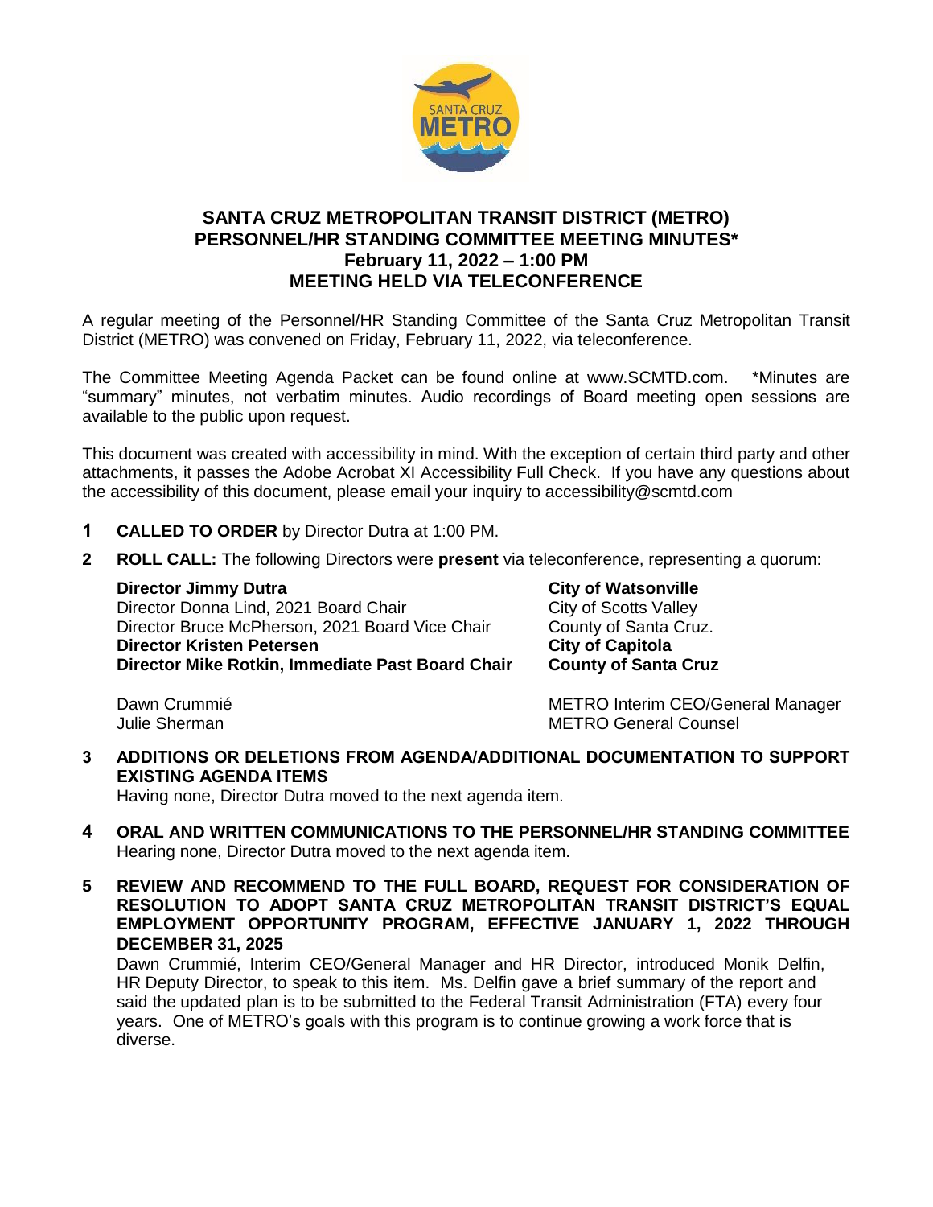# SANTA CRUZ METROPOLITAN TRANSIT DISTRICT (METRO) PERSONNEL/HR STANDING COMMITTEE MEETING MINUTES*
## February 11, 2022 – 1:00 PM
## MEETING HELD VIA TELECONFERENCE

A regular meeting of the Personnel/HR Standing Committee of the Santa Cruz Metropolitan Transit District (METRO) was convened on Friday, February 11, 2022, via teleconference.

The Committee Meeting Agenda Packet can be found online at www.SCMTD.com. *Minutes are "summary" minutes, not verbatim minutes. Audio recordings of Board meeting open sessions are available to the public upon request.

This document was created with accessibility in mind. With the exception of certain third party and other attachments, it passes the Adobe Acrobat XI Accessibility Full Check. If you have any questions about the accessibility of this document, please email your inquiry to accessibility@scmtd.com

**1 CALLED TO ORDER** by Director Dutra at 1:00 PM.

**2 ROLL CALL:** The following Directors were **present** via teleconference, representing a quorum:

| | |
|---|---|
| **Director Jimmy Dutra** | **City of Watsonville** |
| Director Donna Lind, 2021 Board Chair | City of Scotts Valley |
| Director Bruce McPherson, 2021 Board Vice Chair | County of Santa Cruz. |
| **Director Kristen Petersen** | **City of Capitola** |
| **Director Mike Rotkin, Immediate Past Board Chair** | **County of Santa Cruz** |

| | |
|---|---|
| Dawn Crummié | METRO Interim CEO/General Manager |
| Julie Sherman | METRO General Counsel |

**3 ADDITIONS OR DELETIONS FROM AGENDA/ADDITIONAL DOCUMENTATION TO SUPPORT EXISTING AGENDA ITEMS**

Having none, Director Dutra moved to the next agenda item.

**4 ORAL AND WRITTEN COMMUNICATIONS TO THE PERSONNEL/HR STANDING COMMITTEE**

Hearing none, Director Dutra moved to the next agenda item.

**5 REVIEW AND RECOMMEND TO THE FULL BOARD, REQUEST FOR CONSIDERATION OF RESOLUTION TO ADOPT SANTA CRUZ METROPOLITAN TRANSIT DISTRICT'S EQUAL EMPLOYMENT OPPORTUNITY PROGRAM, EFFECTIVE JANUARY 1, 2022 THROUGH DECEMBER 31, 2025**

Dawn Crummié, Interim CEO/General Manager and HR Director, introduced Monik Delfin, HR Deputy Director, to speak to this item. Ms. Delfin gave a brief summary of the report and said the updated plan is to be submitted to the Federal Transit Administration (FTA) every four years. One of METRO's goals with this program is to continue growing a work force that is diverse.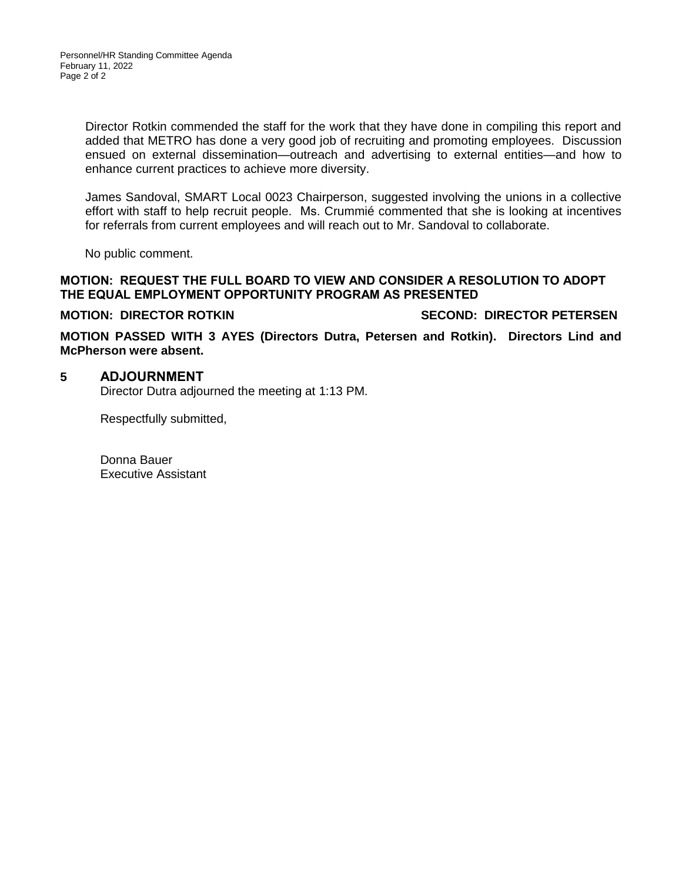Director Rotkin commended the staff for the work that they have done in compiling this report and added that METRO has done a very good job of recruiting and promoting employees. Discussion ensued on external dissemination—outreach and advertising to external entities—and how to enhance current practices to achieve more diversity.

James Sandoval, SMART Local 0023 Chairperson, suggested involving the unions in a collective effort with staff to help recruit people. Ms. Crummié commented that she is looking at incentives for referrals from current employees and will reach out to Mr. Sandoval to collaborate.

No public comment.

**MOTION: REQUEST THE FULL BOARD TO VIEW AND CONSIDER A RESOLUTION TO ADOPT THE EQUAL EMPLOYMENT OPPORTUNITY PROGRAM AS PRESENTED**

**MOTION: DIRECTOR ROTKIN SECOND: DIRECTOR PETERSEN**

**MOTION PASSED WITH 3 AYES (Directors Dutra, Petersen and Rotkin). Directors Lind and McPherson were absent.**

## 5 ADJOURNMENT

Director Dutra adjourned the meeting at 1:13 PM.

Respectfully submitted,

Donna Bauer
Executive Assistant